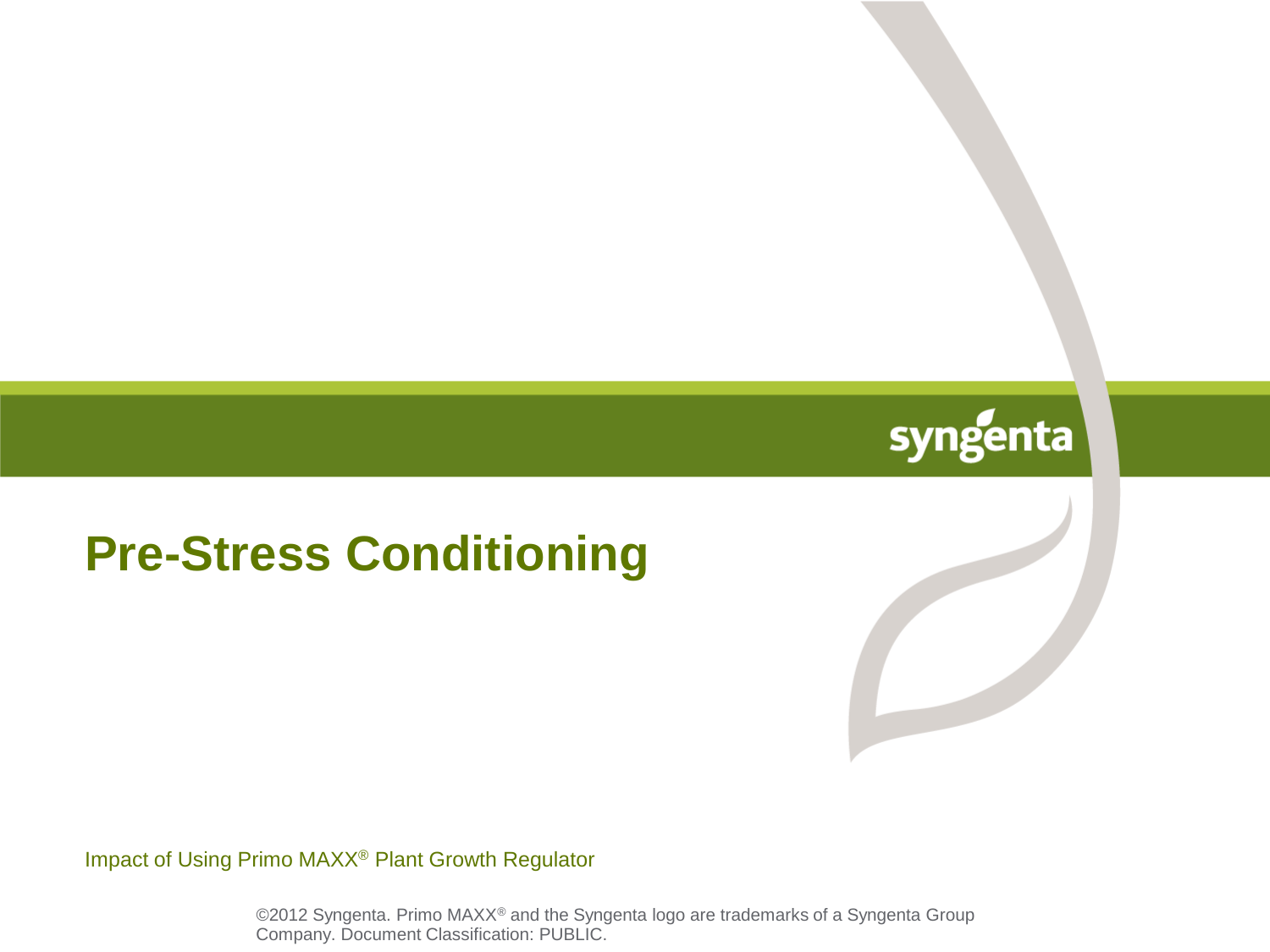syngenta

# Pre-Stress Conditioning

Impact of Using Primo MAXX® Plant Growth Regulator

©2012 Syngenta. Primo MAXX® and the Syngenta logo are trademarks of a Syngenta Group Company. Document Classification: PUBLIC.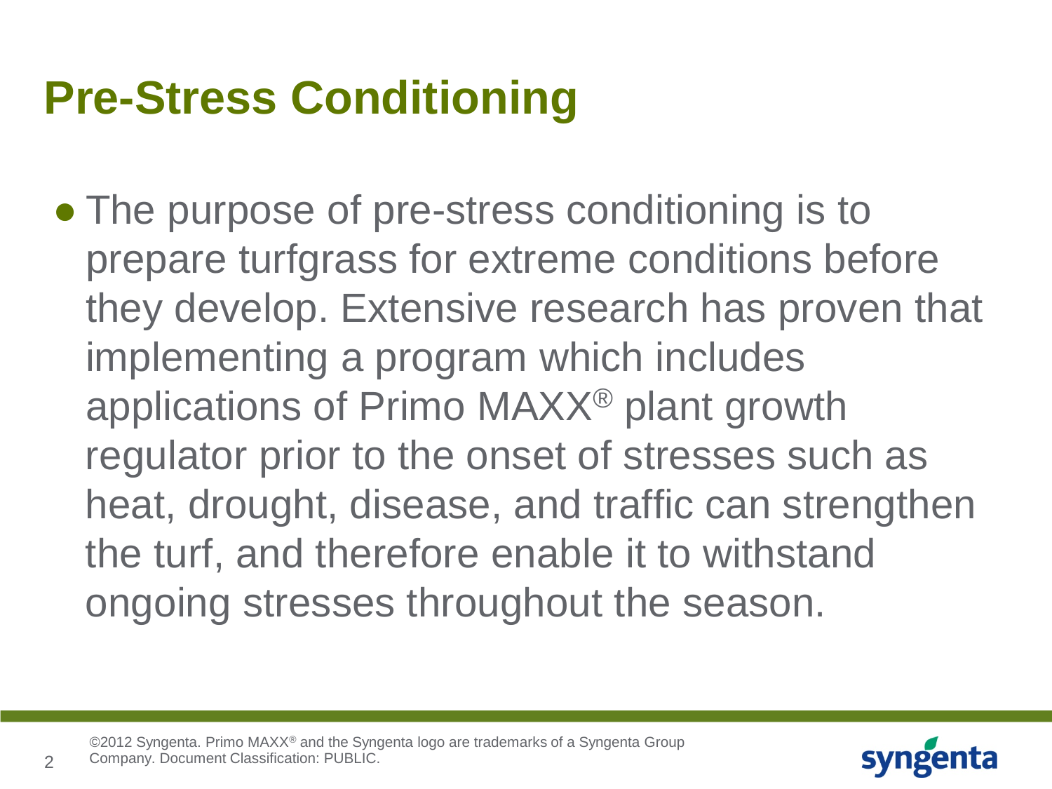# Pre-Stress Conditioning

- The purpose of pre-stress conditioning is to prepare turfgrass for extreme conditions before they develop. Extensive research has proven that implementing a program which includes applications of Primo MAXX® plant growth regulator prior to the onset of stresses such as heat, drought, disease, and traffic can strengthen the turf, and therefore enable it to withstand ongoing stresses throughout the season.

©2012 Syngenta. Primo MAXX® and the Syngenta logo are trademarks of a Syngenta Group Company. Document Classification: PUBLIC.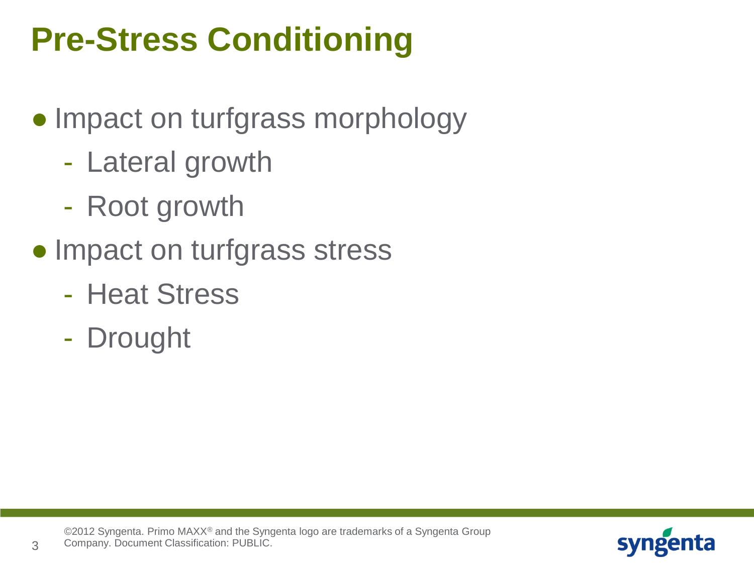# Pre-Stress Conditioning

- Impact on turfgrass morphology
  - Lateral growth
  - Root growth
- Impact on turfgrass stress
  - Heat Stress
  - Drought

©2012 Syngenta. Primo MAXX® and the Syngenta logo are trademarks of a Syngenta Group Company. Document Classification: PUBLIC.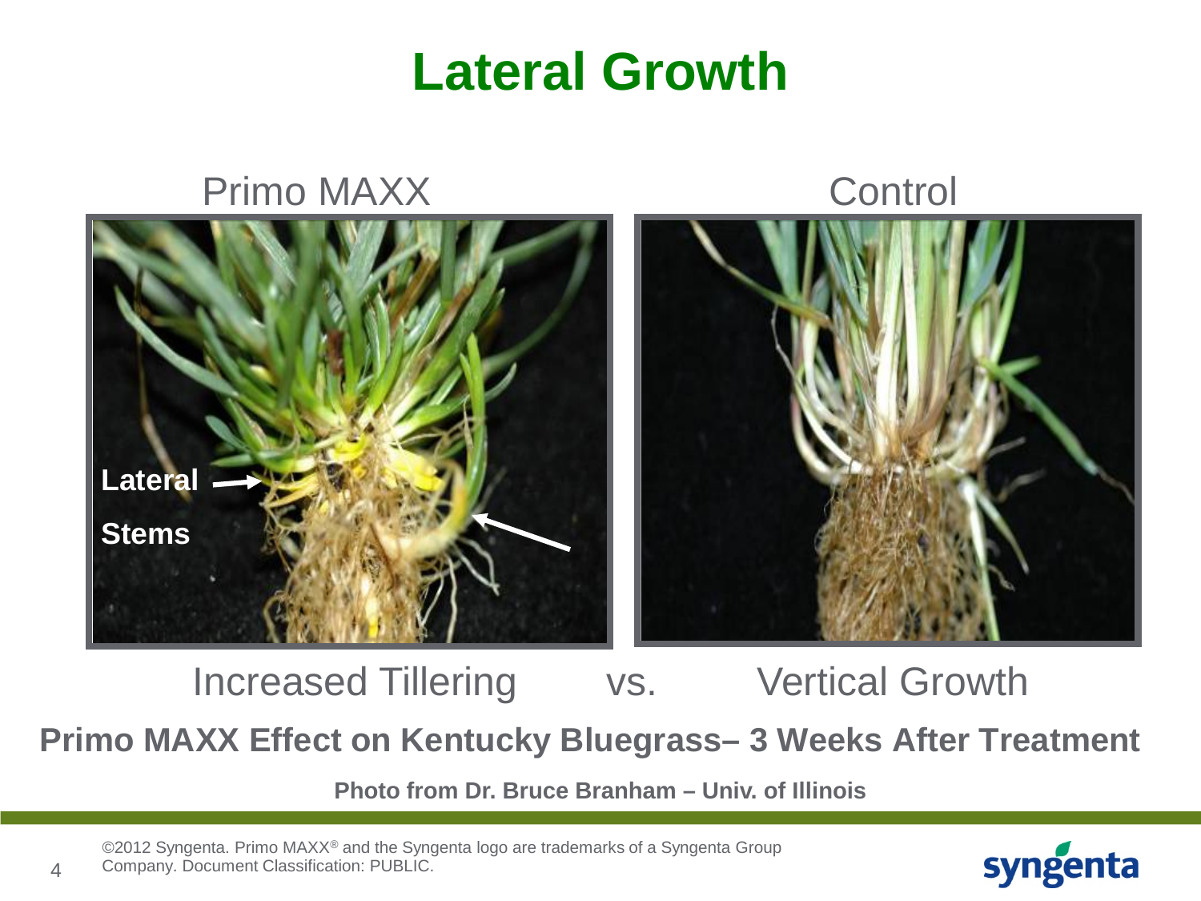# Lateral Growth

Primo MAXX

Control

Lateral

Stems

Increased Tillering vs. Vertical Growth

**Primo MAXX Effect on Kentucky Bluegrass– 3 Weeks After Treatment**

**Photo from Dr. Bruce Branham – Univ. of Illinois**

©2012 Syngenta. Primo MAXX® and the Syngenta logo are trademarks of a Syngenta Group Company. Document Classification: PUBLIC.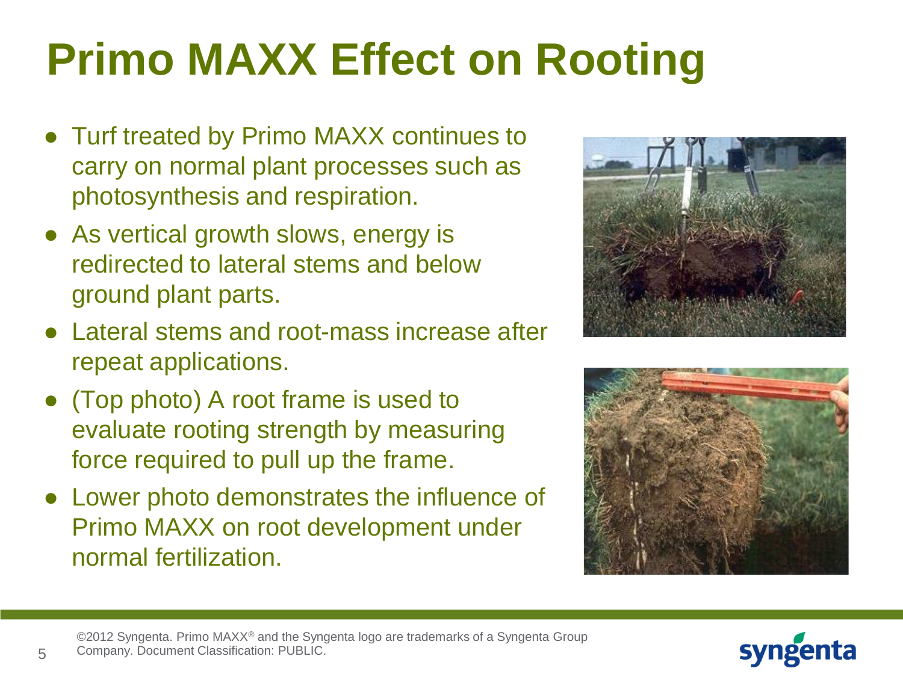# Primo MAXX Effect on Rooting

- Turf treated by Primo MAXX continues to carry on normal plant processes such as photosynthesis and respiration.
- As vertical growth slows, energy is redirected to lateral stems and below ground plant parts.
- Lateral stems and root-mass increase after repeat applications.
- (Top photo) A root frame is used to evaluate rooting strength by measuring force required to pull up the frame.
- Lower photo demonstrates the influence of Primo MAXX on root development under normal fertilization.

©2012 Syngenta. Primo MAXX® and the Syngenta logo are trademarks of a Syngenta Group Company. Document Classification: PUBLIC.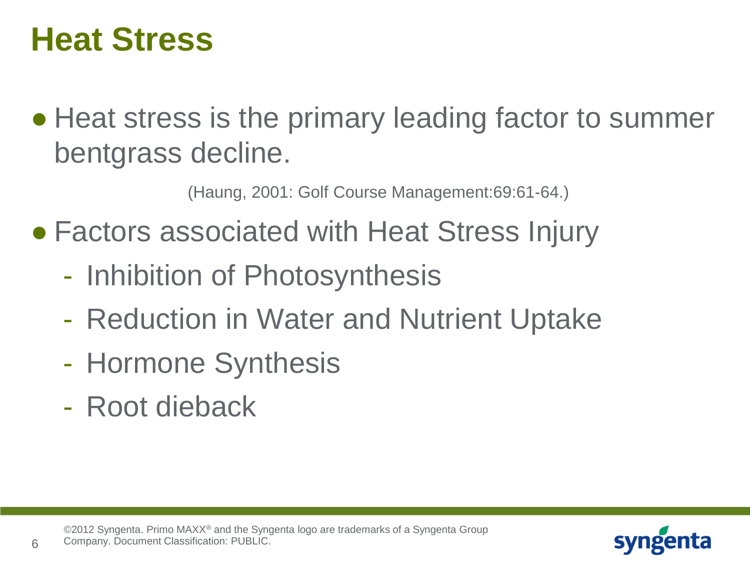# Heat Stress

- Heat stress is the primary leading factor to summer bentgrass decline.

(Haung, 2001: Golf Course Management:69:61-64.)

- Factors associated with Heat Stress Injury
  - Inhibition of Photosynthesis
  - Reduction in Water and Nutrient Uptake
  - Hormone Synthesis
  - Root dieback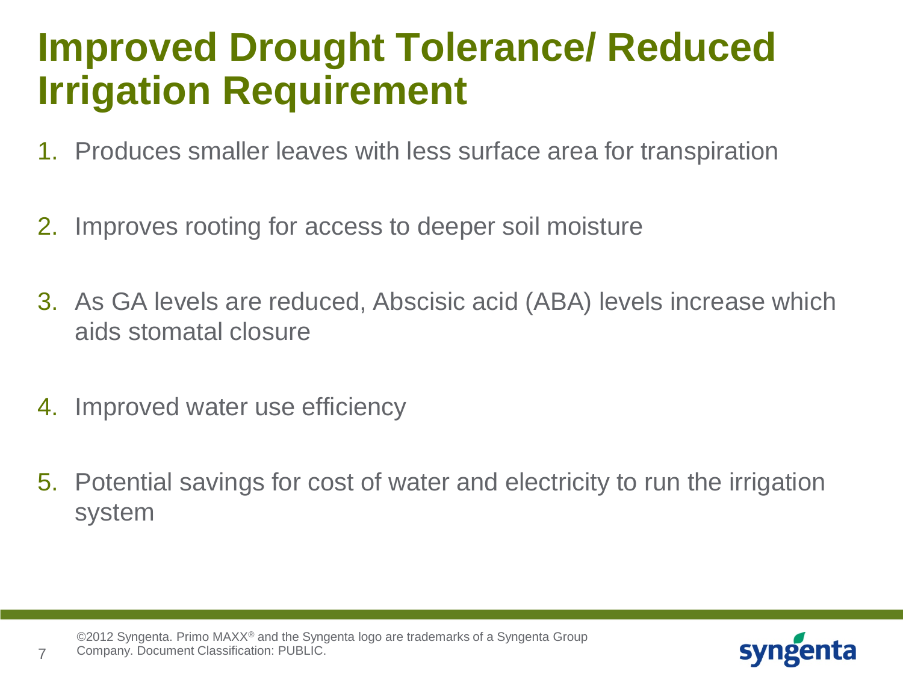# Improved Drought Tolerance/ Reduced Irrigation Requirement

1. Produces smaller leaves with less surface area for transpiration
2. Improves rooting for access to deeper soil moisture
3. As GA levels are reduced, Abscisic acid (ABA) levels increase which aids stomatal closure
4. Improved water use efficiency
5. Potential savings for cost of water and electricity to run the irrigation system

©2012 Syngenta. Primo MAXX® and the Syngenta logo are trademarks of a Syngenta Group Company. Document Classification: PUBLIC.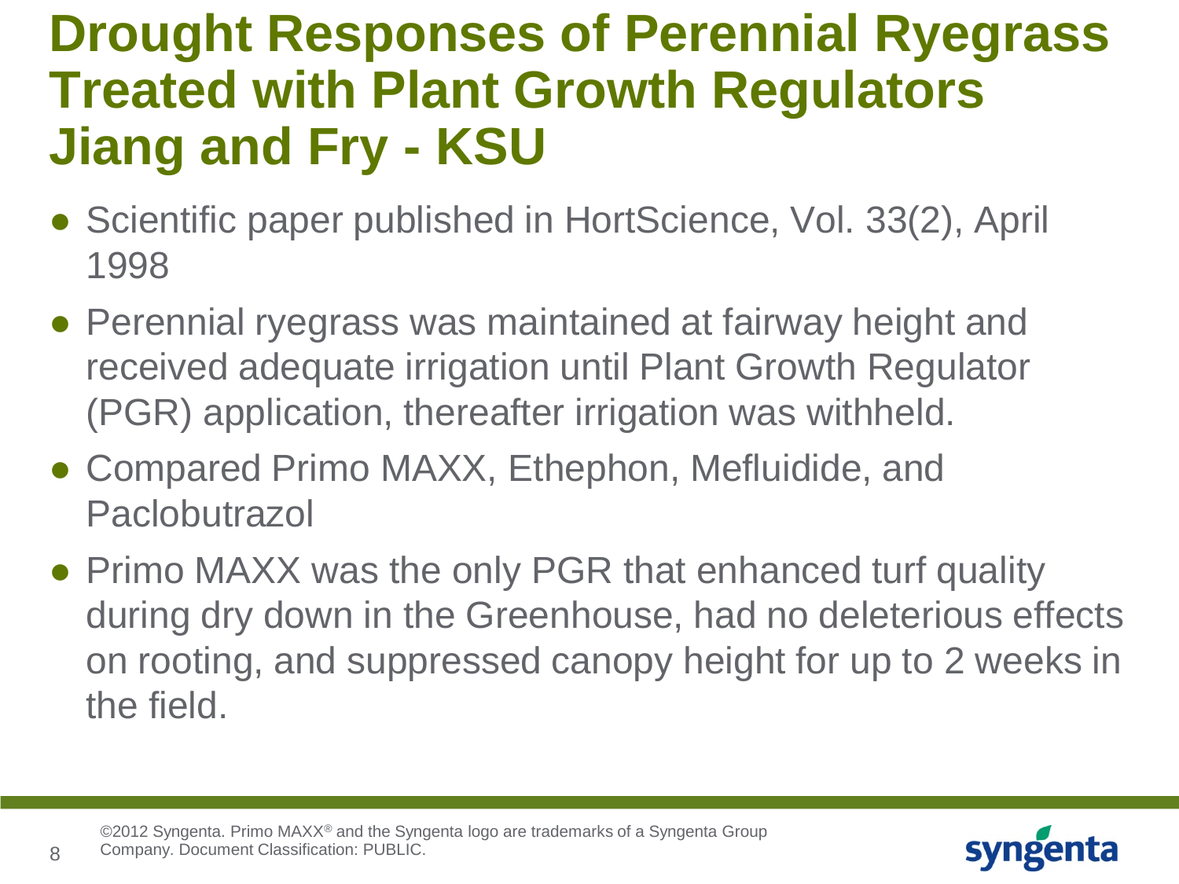# Drought Responses of Perennial Ryegrass Treated with Plant Growth Regulators Jiang and Fry - KSU

- Scientific paper published in HortScience, Vol. 33(2), April 1998
- Perennial ryegrass was maintained at fairway height and received adequate irrigation until Plant Growth Regulator (PGR) application, thereafter irrigation was withheld.
- Compared Primo MAXX, Ethephon, Mefluidide, and Paclobutrazol
- Primo MAXX was the only PGR that enhanced turf quality during dry down in the Greenhouse, had no deleterious effects on rooting, and suppressed canopy height for up to 2 weeks in the field.

©2012 Syngenta. Primo MAXX® and the Syngenta logo are trademarks of a Syngenta Group Company. Document Classification: PUBLIC.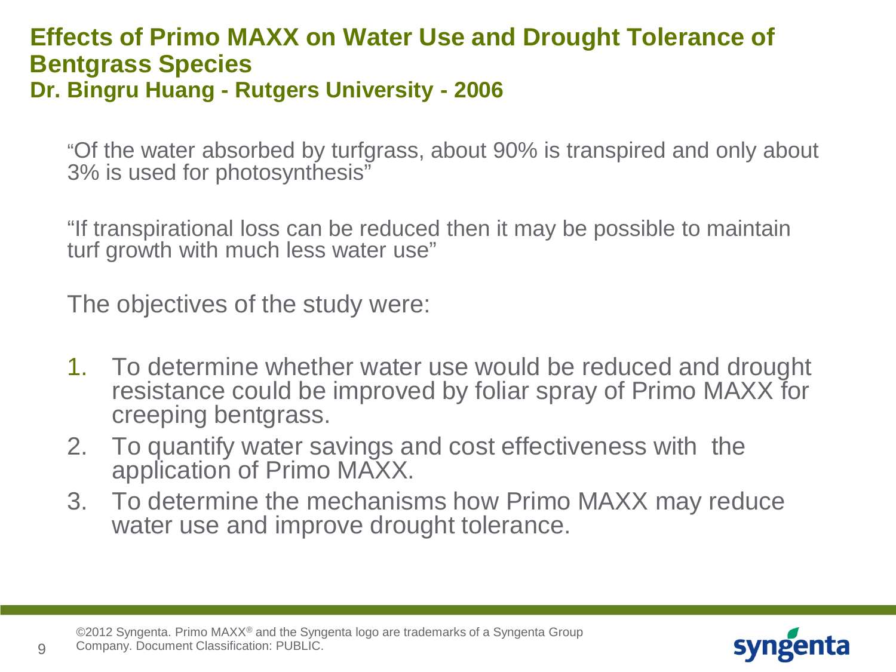# Effects of Primo MAXX on Water Use and Drought Tolerance of Bentgrass Species

## Dr. Bingru Huang - Rutgers University - 2006

"Of the water absorbed by turfgrass, about 90% is transpired and only about 3% is used for photosynthesis"

"If transpirational loss can be reduced then it may be possible to maintain turf growth with much less water use"

The objectives of the study were:

1. To determine whether water use would be reduced and drought resistance could be improved by foliar spray of Primo MAXX for creeping bentgrass.
2. To quantify water savings and cost effectiveness with the application of Primo MAXX.
3. To determine the mechanisms how Primo MAXX may reduce water use and improve drought tolerance.

©2012 Syngenta. Primo MAXX® and the Syngenta logo are trademarks of a Syngenta Group Company. Document Classification: PUBLIC.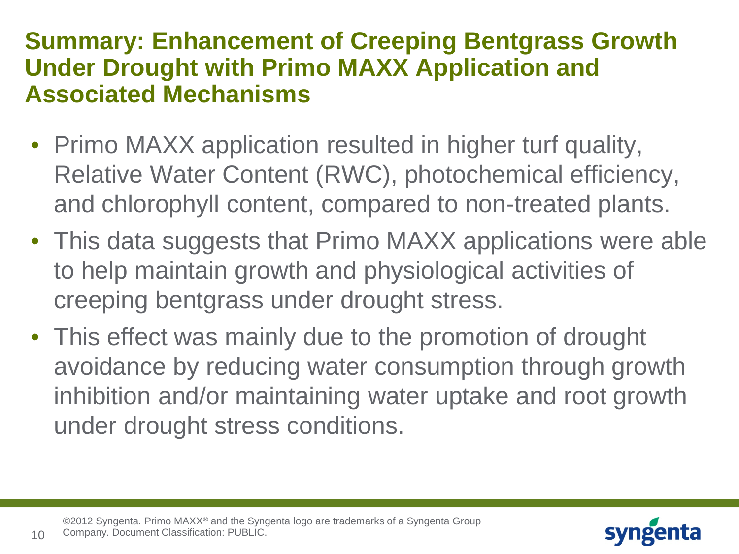# Summary: Enhancement of Creeping Bentgrass Growth Under Drought with Primo MAXX Application and Associated Mechanisms

- Primo MAXX application resulted in higher turf quality, Relative Water Content (RWC), photochemical efficiency, and chlorophyll content, compared to non-treated plants.
- This data suggests that Primo MAXX applications were able to help maintain growth and physiological activities of creeping bentgrass under drought stress.
- This effect was mainly due to the promotion of drought avoidance by reducing water consumption through growth inhibition and/or maintaining water uptake and root growth under drought stress conditions.

©2012 Syngenta. Primo MAXX® and the Syngenta logo are trademarks of a Syngenta Group Company. Document Classification: PUBLIC.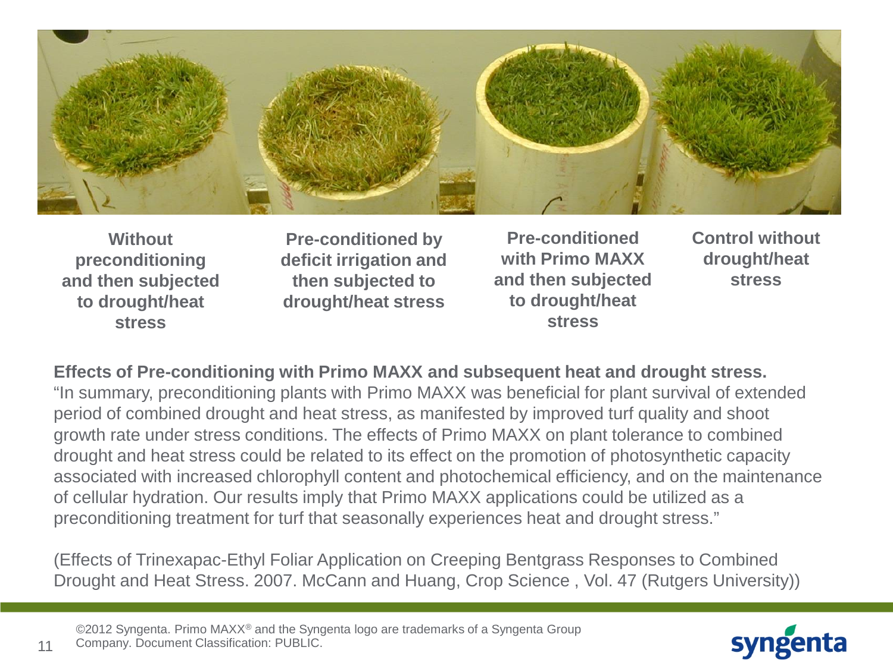Without preconditioning and then subjected to drought/heat stress

Pre-conditioned by deficit irrigation and then subjected to drought/heat stress

Pre-conditioned with Primo MAXX and then subjected to drought/heat stress

Control without drought/heat stress

**Effects of Pre-conditioning with Primo MAXX and subsequent heat and drought stress.**
"In summary, preconditioning plants with Primo MAXX was beneficial for plant survival of extended period of combined drought and heat stress, as manifested by improved turf quality and shoot growth rate under stress conditions. The effects of Primo MAXX on plant tolerance to combined drought and heat stress could be related to its effect on the promotion of photosynthetic capacity associated with increased chlorophyll content and photochemical efficiency, and on the maintenance of cellular hydration. Our results imply that Primo MAXX applications could be utilized as a preconditioning treatment for turf that seasonally experiences heat and drought stress."

(Effects of Trinexapac-Ethyl Foliar Application on Creeping Bentgrass Responses to Combined Drought and Heat Stress. 2007. McCann and Huang, Crop Science , Vol. 47 (Rutgers University))

©2012 Syngenta. Primo MAXX® and the Syngenta logo are trademarks of a Syngenta Group Company. Document Classification: PUBLIC.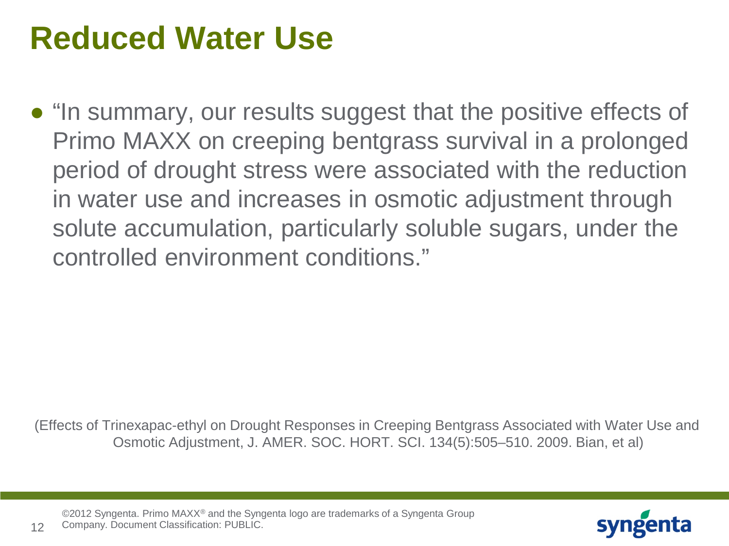# Reduced Water Use

- "In summary, our results suggest that the positive effects of Primo MAXX on creeping bentgrass survival in a prolonged period of drought stress were associated with the reduction in water use and increases in osmotic adjustment through solute accumulation, particularly soluble sugars, under the controlled environment conditions."

(Effects of Trinexapac-ethyl on Drought Responses in Creeping Bentgrass Associated with Water Use and Osmotic Adjustment, J. AMER. SOC. HORT. SCI. 134(5):505–510. 2009. Bian, et al)

©2012 Syngenta. Primo MAXX® and the Syngenta logo are trademarks of a Syngenta Group Company. Document Classification: PUBLIC.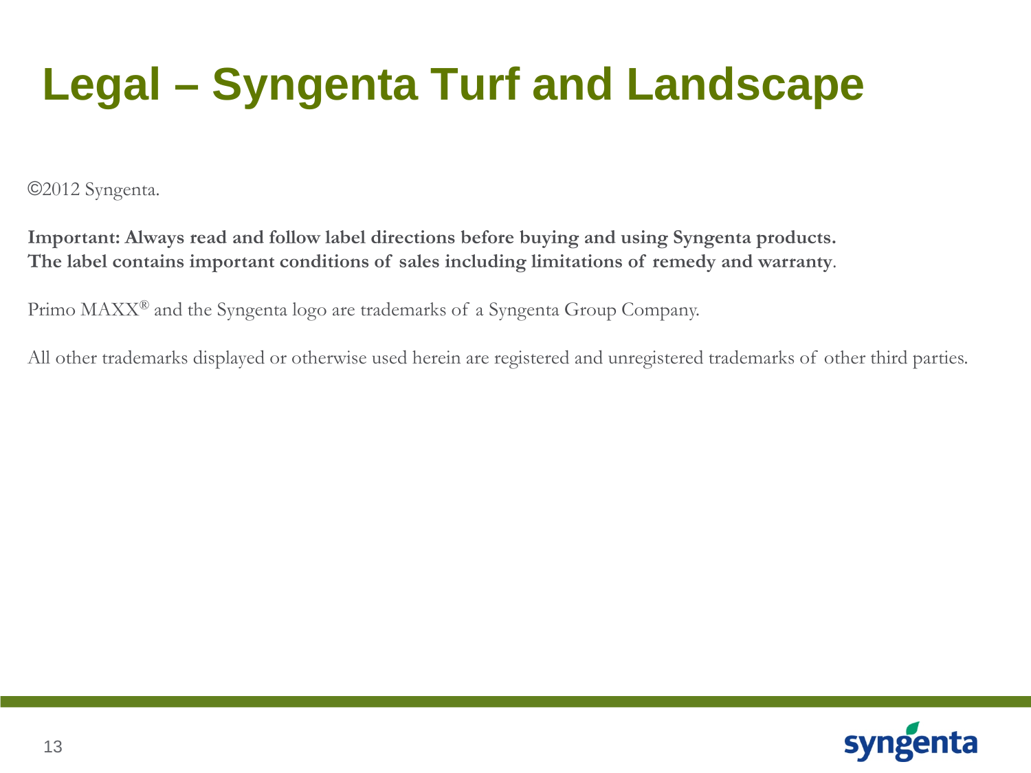# Legal – Syngenta Turf and Landscape

©2012 Syngenta.

**Important: Always read and follow label directions before buying and using Syngenta products. The label contains important conditions of sales including limitations of remedy and warranty**.

Primo MAXX® and the Syngenta logo are trademarks of a Syngenta Group Company.

All other trademarks displayed or otherwise used herein are registered and unregistered trademarks of other third parties.